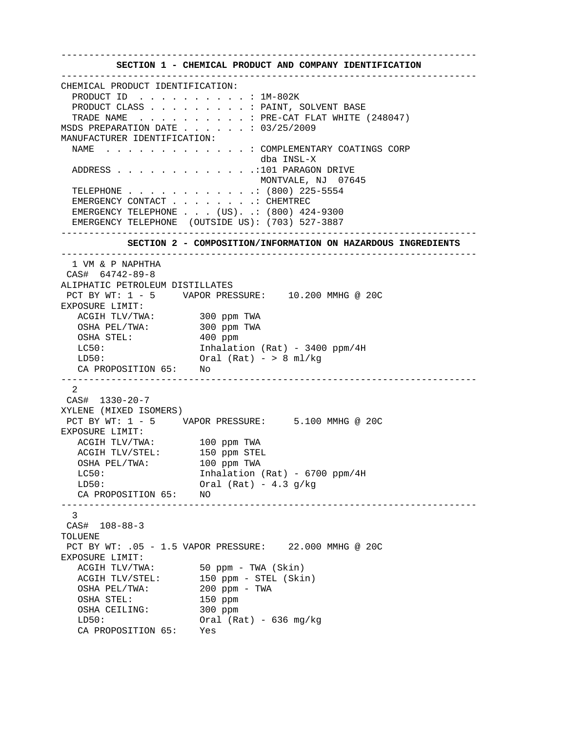## SECTION 1 - CHEMICAL PRODUCT AND COMPANY IDENTIFICATION

CHEMICAL PRODUCT IDENTIFICATION:

- PRODUCT ID . . . . . . . . . . : 1M-802K
- PRODUCT CLASS . . . . . . . . . : PAINT, SOLVENT BASE
- TRADE NAME . . . . . . . . . . : PRE-CAT FLAT WHITE (248047)

MSDS PREPARATION DATE . . . . . . : 03/25/2009

MANUFACTURER IDENTIFICATION:

- NAME . . . . . . . . . . . . . : COMPLEMENTARY COATINGS CORP dba INSL-X
- ADDRESS . . . . . . . . . . . . .:101 PARAGON DRIVE MONTVALE, NJ 07645
- TELEPHONE . . . . . . . . . . . .: (800) 225-5554
- EMERGENCY CONTACT . . . . . . . .: CHEMTREC
- EMERGENCY TELEPHONE . . . (US). .: (800) 424-9300
- EMERGENCY TELEPHONE (OUTSIDE US): (703) 527-3887

## SECTION 2 - COMPOSITION/INFORMATION ON HAZARDOUS INGREDIENTS

1 VM & P NAPHTHA
CAS# 64742-89-8
ALIPHATIC PETROLEUM DISTILLATES
PCT BY WT: 1 - 5 VAPOR PRESSURE: 10.200 MMHG @ 20C

EXPOSURE LIMIT:

| | |
|---|---|
| ACGIH TLV/TWA: | 300 ppm TWA |
| OSHA PEL/TWA: | 300 ppm TWA |
| OSHA STEL: | 400 ppm |
| LC50: | Inhalation (Rat) - 3400 ppm/4H |
| LD50: | Oral (Rat) - > 8 ml/kg |
| CA PROPOSITION 65: | No |

---

2
CAS# 1330-20-7
XYLENE (MIXED ISOMERS)
PCT BY WT: 1 - 5 VAPOR PRESSURE: 5.100 MMHG @ 20C

EXPOSURE LIMIT:

| | |
|---|---|
| ACGIH TLV/TWA: | 100 ppm TWA |
| ACGIH TLV/STEL: | 150 ppm STEL |
| OSHA PEL/TWA: | 100 ppm TWA |
| LC50: | Inhalation (Rat) - 6700 ppm/4H |
| LD50: | Oral (Rat) - 4.3 g/kg |
| CA PROPOSITION 65: | NO |

---

3
CAS# 108-88-3
TOLUENE
PCT BY WT: .05 - 1.5 VAPOR PRESSURE: 22.000 MMHG @ 20C

EXPOSURE LIMIT:

| | |
|---|---|
| ACGIH TLV/TWA: | 50 ppm - TWA (Skin) |
| ACGIH TLV/STEL: | 150 ppm - STEL (Skin) |
| OSHA PEL/TWA: | 200 ppm - TWA |
| OSHA STEL: | 150 ppm |
| OSHA CEILING: | 300 ppm |
| LD50: | Oral (Rat) - 636 mg/kg |
| CA PROPOSITION 65: | Yes |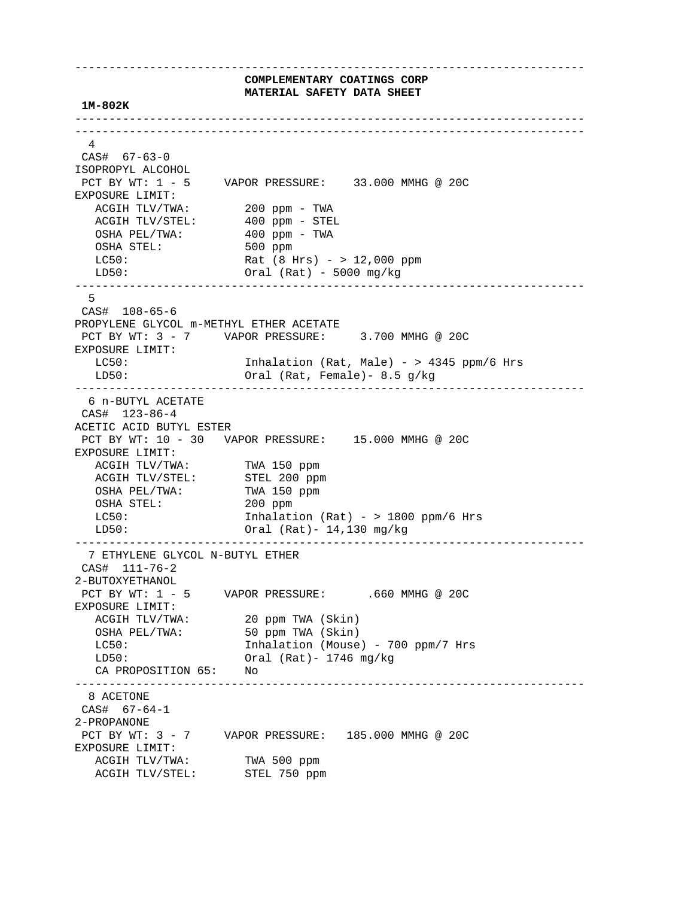**COMPLEMENTARY COATINGS CORP**
**MATERIAL SAFETY DATA SHEET**

**1M-802K**

---

4
CAS# 67-63-0
ISOPROPYL ALCOHOL
PCT BY WT: 1 - 5     VAPOR PRESSURE: 33.000 MMHG @ 20C
EXPOSURE LIMIT:

| | |
|---|---|
| ACGIH TLV/TWA: | 200 ppm - TWA |
| ACGIH TLV/STEL: | 400 ppm - STEL |
| OSHA PEL/TWA: | 400 ppm - TWA |
| OSHA STEL: | 500 ppm |
| LC50: | Rat (8 Hrs) - > 12,000 ppm |
| LD50: | Oral (Rat) - 5000 mg/kg |

---

5
CAS# 108-65-6
PROPYLENE GLYCOL m-METHYL ETHER ACETATE
PCT BY WT: 3 - 7     VAPOR PRESSURE: 3.700 MMHG @ 20C
EXPOSURE LIMIT:

| | |
|---|---|
| LC50: | Inhalation (Rat, Male) - > 4345 ppm/6 Hrs |
| LD50: | Oral (Rat, Female)- 8.5 g/kg |

---

6 n-BUTYL ACETATE
CAS# 123-86-4
ACETIC ACID BUTYL ESTER
PCT BY WT: 10 - 30     VAPOR PRESSURE: 15.000 MMHG @ 20C
EXPOSURE LIMIT:

| | |
|---|---|
| ACGIH TLV/TWA: | TWA 150 ppm |
| ACGIH TLV/STEL: | STEL 200 ppm |
| OSHA PEL/TWA: | TWA 150 ppm |
| OSHA STEL: | 200 ppm |
| LC50: | Inhalation (Rat) - > 1800 ppm/6 Hrs |
| LD50: | Oral (Rat)- 14,130 mg/kg |

---

7 ETHYLENE GLYCOL N-BUTYL ETHER
CAS# 111-76-2
2-BUTOXYETHANOL
PCT BY WT: 1 - 5     VAPOR PRESSURE: .660 MMHG @ 20C
EXPOSURE LIMIT:

| | |
|---|---|
| ACGIH TLV/TWA: | 20 ppm TWA (Skin) |
| OSHA PEL/TWA: | 50 ppm TWA (Skin) |
| LC50: | Inhalation (Mouse) - 700 ppm/7 Hrs |
| LD50: | Oral (Rat)- 1746 mg/kg |
| CA PROPOSITION 65: | No |

---

8 ACETONE
CAS# 67-64-1
2-PROPANONE
PCT BY WT: 3 - 7     VAPOR PRESSURE: 185.000 MMHG @ 20C
EXPOSURE LIMIT:

| | |
|---|---|
| ACGIH TLV/TWA: | TWA 500 ppm |
| ACGIH TLV/STEL: | STEL 750 ppm |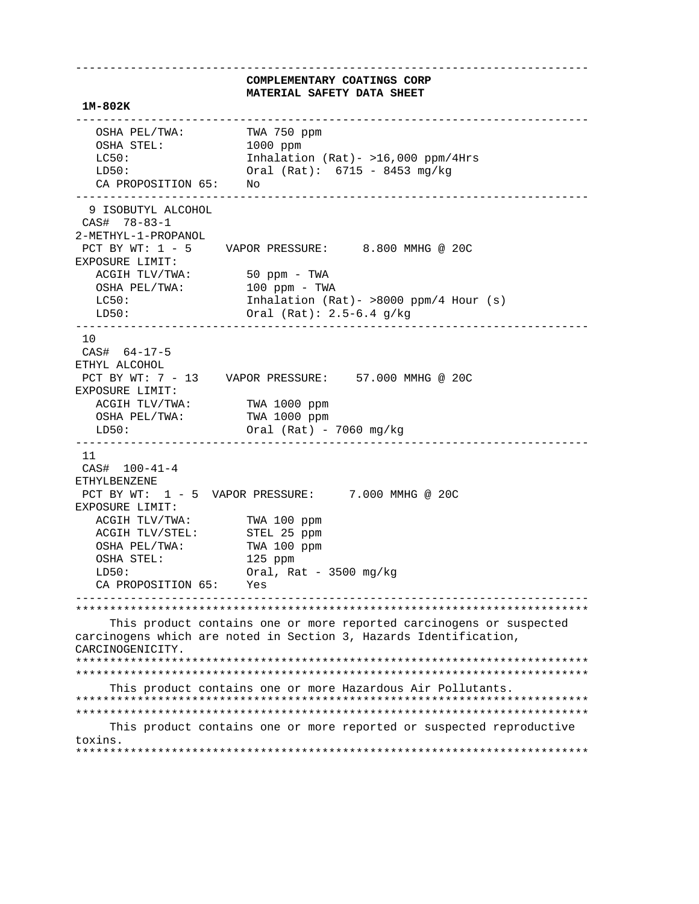**COMPLEMENTARY COATINGS CORP**
**MATERIAL SAFETY DATA SHEET**

**1M-802K**

---

```
   OSHA PEL/TWA:          TWA 750 ppm
   OSHA STEL:             1000 ppm
   LC50:                  Inhalation (Rat)- >16,000 ppm/4Hrs
   LD50:                  Oral (Rat):  6715 - 8453 mg/kg
   CA PROPOSITION 65:     No
```

---

```
  9 ISOBUTYL ALCOHOL
 CAS#  78-83-1
2-METHYL-1-PROPANOL
 PCT BY WT: 1 - 5     VAPOR PRESSURE:     8.800 MMHG @ 20C
EXPOSURE LIMIT:
   ACGIH TLV/TWA:         50 ppm - TWA
   OSHA PEL/TWA:          100 ppm - TWA
   LC50:                  Inhalation (Rat)- >8000 ppm/4 Hour (s)
   LD50:                  Oral (Rat): 2.5-6.4 g/kg
```

---

```
 10
 CAS#  64-17-5
ETHYL ALCOHOL
 PCT BY WT: 7 - 13    VAPOR PRESSURE:    57.000 MMHG @ 20C
EXPOSURE LIMIT:
   ACGIH TLV/TWA:         TWA 1000 ppm
   OSHA PEL/TWA:          TWA 1000 ppm
   LD50:                  Oral (Rat) - 7060 mg/kg
```

---

```
 11
 CAS#  100-41-4
ETHYLBENZENE
 PCT BY WT:  1 - 5  VAPOR PRESSURE:     7.000 MMHG @ 20C
EXPOSURE LIMIT:
   ACGIH TLV/TWA:         TWA 100 ppm
   ACGIH TLV/STEL:        STEL 25 ppm
   OSHA PEL/TWA:          TWA 100 ppm
   OSHA STEL:             125 ppm
   LD50:                  Oral, Rat - 3500 mg/kg
   CA PROPOSITION 65:     Yes
```

---

This product contains one or more reported carcinogens or suspected carcinogens which are noted in Section 3, Hazards Identification, CARCINOGENICITY.

---

This product contains one or more Hazardous Air Pollutants.

---

This product contains one or more reported or suspected reproductive toxins.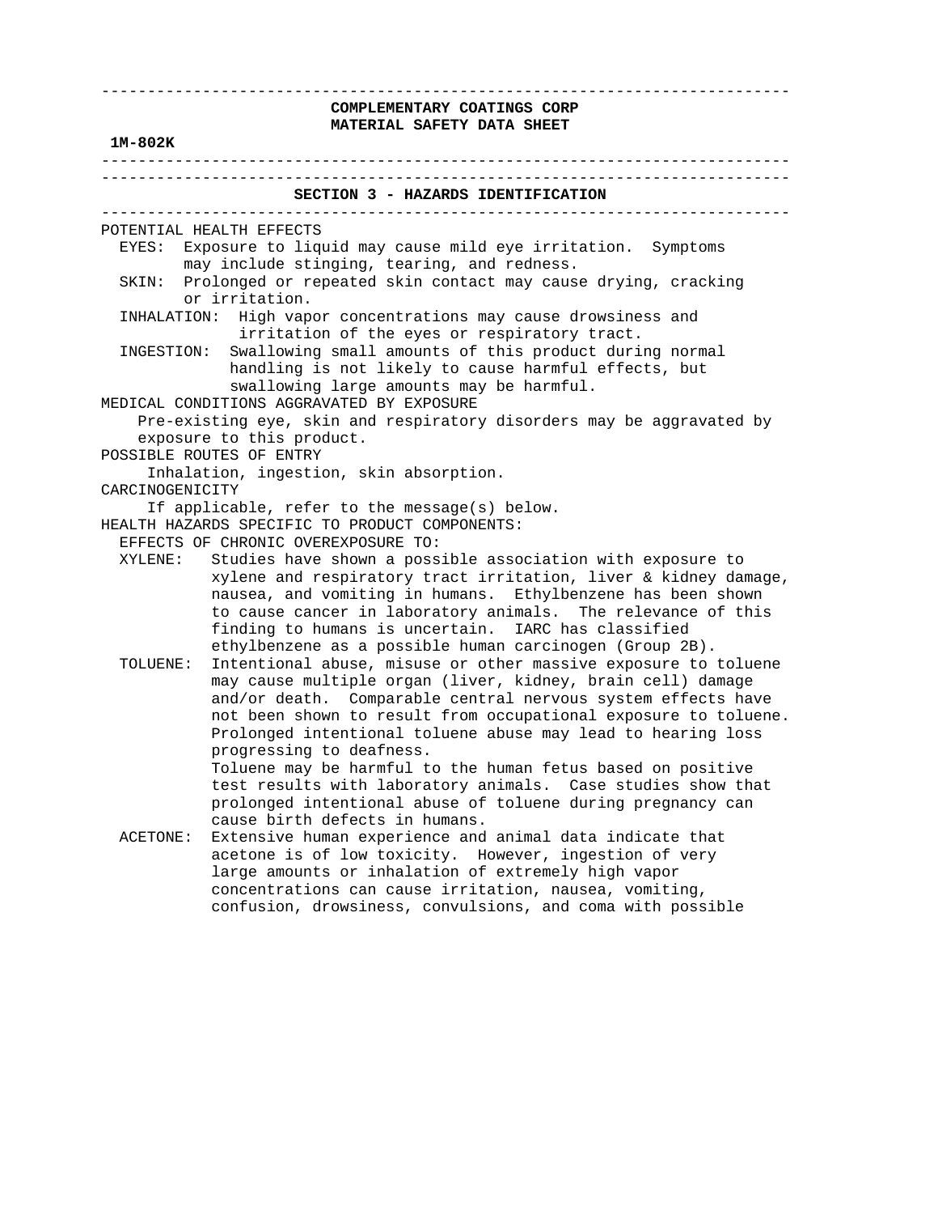**COMPLEMENTARY COATINGS CORP**
**MATERIAL SAFETY DATA SHEET**

**1M-802K**

## SECTION 3 - HAZARDS IDENTIFICATION

POTENTIAL HEALTH EFFECTS

EYES: Exposure to liquid may cause mild eye irritation. Symptoms may include stinging, tearing, and redness.

SKIN: Prolonged or repeated skin contact may cause drying, cracking or irritation.

INHALATION: High vapor concentrations may cause drowsiness and irritation of the eyes or respiratory tract.

INGESTION: Swallowing small amounts of this product during normal handling is not likely to cause harmful effects, but swallowing large amounts may be harmful.

MEDICAL CONDITIONS AGGRAVATED BY EXPOSURE

Pre-existing eye, skin and respiratory disorders may be aggravated by exposure to this product.

POSSIBLE ROUTES OF ENTRY

Inhalation, ingestion, skin absorption.

CARCINOGENICITY

If applicable, refer to the message(s) below.

HEALTH HAZARDS SPECIFIC TO PRODUCT COMPONENTS:

EFFECTS OF CHRONIC OVEREXPOSURE TO:

XYLENE: Studies have shown a possible association with exposure to xylene and respiratory tract irritation, liver & kidney damage, nausea, and vomiting in humans. Ethylbenzene has been shown to cause cancer in laboratory animals. The relevance of this finding to humans is uncertain. IARC has classified ethylbenzene as a possible human carcinogen (Group 2B).

TOLUENE: Intentional abuse, misuse or other massive exposure to toluene may cause multiple organ (liver, kidney, brain cell) damage and/or death. Comparable central nervous system effects have not been shown to result from occupational exposure to toluene. Prolonged intentional toluene abuse may lead to hearing loss progressing to deafness.
Toluene may be harmful to the human fetus based on positive test results with laboratory animals. Case studies show that prolonged intentional abuse of toluene during pregnancy can cause birth defects in humans.

ACETONE: Extensive human experience and animal data indicate that acetone is of low toxicity. However, ingestion of very large amounts or inhalation of extremely high vapor concentrations can cause irritation, nausea, vomiting, confusion, drowsiness, convulsions, and coma with possible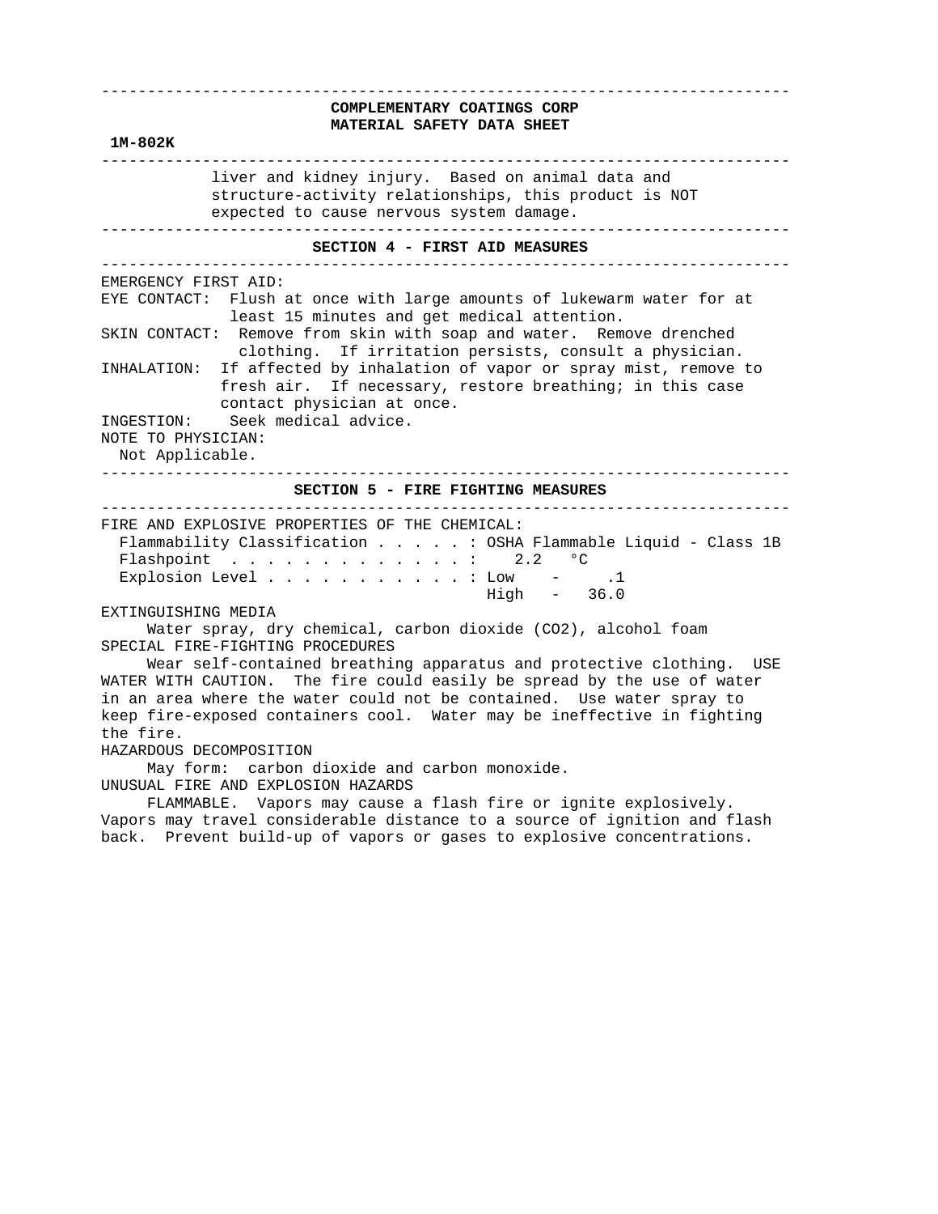liver and kidney injury. Based on animal data and structure-activity relationships, this product is NOT expected to cause nervous system damage.

## SECTION 4 - FIRST AID MEASURES

EMERGENCY FIRST AID:

EYE CONTACT: Flush at once with large amounts of lukewarm water for at least 15 minutes and get medical attention.

SKIN CONTACT: Remove from skin with soap and water. Remove drenched clothing. If irritation persists, consult a physician.

INHALATION: If affected by inhalation of vapor or spray mist, remove to fresh air. If necessary, restore breathing; in this case contact physician at once.

INGESTION: Seek medical advice.

NOTE TO PHYSICIAN:
Not Applicable.

## SECTION 5 - FIRE FIGHTING MEASURES

FIRE AND EXPLOSIVE PROPERTIES OF THE CHEMICAL:

Flammability Classification . . . . . : OSHA Flammable Liquid - Class 1B
Flashpoint . . . . . . . . . . . . . : 2.2 °C
Explosion Level . . . . . . . . . . . : Low - .1
High - 36.0

EXTINGUISHING MEDIA

Water spray, dry chemical, carbon dioxide ($CO_2$), alcohol foam

SPECIAL FIRE-FIGHTING PROCEDURES

Wear self-contained breathing apparatus and protective clothing. USE WATER WITH CAUTION. The fire could easily be spread by the use of water in an area where the water could not be contained. Use water spray to keep fire-exposed containers cool. Water may be ineffective in fighting the fire.

HAZARDOUS DECOMPOSITION

May form: carbon dioxide and carbon monoxide.

UNUSUAL FIRE AND EXPLOSION HAZARDS

FLAMMABLE. Vapors may cause a flash fire or ignite explosively. Vapors may travel considerable distance to a source of ignition and flash back. Prevent build-up of vapors or gases to explosive concentrations.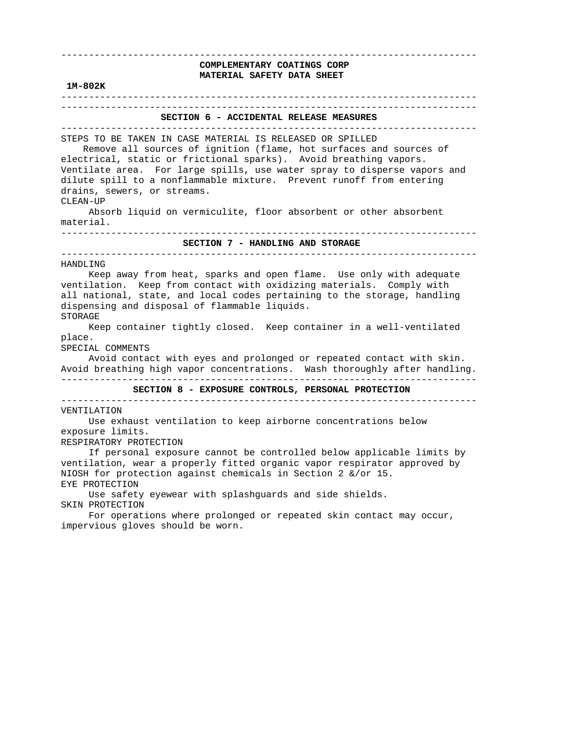**COMPLEMENTARY COATINGS CORP**
**MATERIAL SAFETY DATA SHEET**

**1M-802K**

## SECTION 6 - ACCIDENTAL RELEASE MEASURES

STEPS TO BE TAKEN IN CASE MATERIAL IS RELEASED OR SPILLED

Remove all sources of ignition (flame, hot surfaces and sources of electrical, static or frictional sparks). Avoid breathing vapors. Ventilate area. For large spills, use water spray to disperse vapors and dilute spill to a nonflammable mixture. Prevent runoff from entering drains, sewers, or streams.

CLEAN-UP

Absorb liquid on vermiculite, floor absorbent or other absorbent material.

## SECTION 7 - HANDLING AND STORAGE

HANDLING

Keep away from heat, sparks and open flame. Use only with adequate ventilation. Keep from contact with oxidizing materials. Comply with all national, state, and local codes pertaining to the storage, handling dispensing and disposal of flammable liquids.

STORAGE

Keep container tightly closed. Keep container in a well-ventilated place.

SPECIAL COMMENTS

Avoid contact with eyes and prolonged or repeated contact with skin. Avoid breathing high vapor concentrations. Wash thoroughly after handling.

## SECTION 8 - EXPOSURE CONTROLS, PERSONAL PROTECTION

VENTILATION

Use exhaust ventilation to keep airborne concentrations below exposure limits.

RESPIRATORY PROTECTION

If personal exposure cannot be controlled below applicable limits by ventilation, wear a properly fitted organic vapor respirator approved by NIOSH for protection against chemicals in Section 2 &/or 15.

EYE PROTECTION

Use safety eyewear with splashguards and side shields.

SKIN PROTECTION

For operations where prolonged or repeated skin contact may occur, impervious gloves should be worn.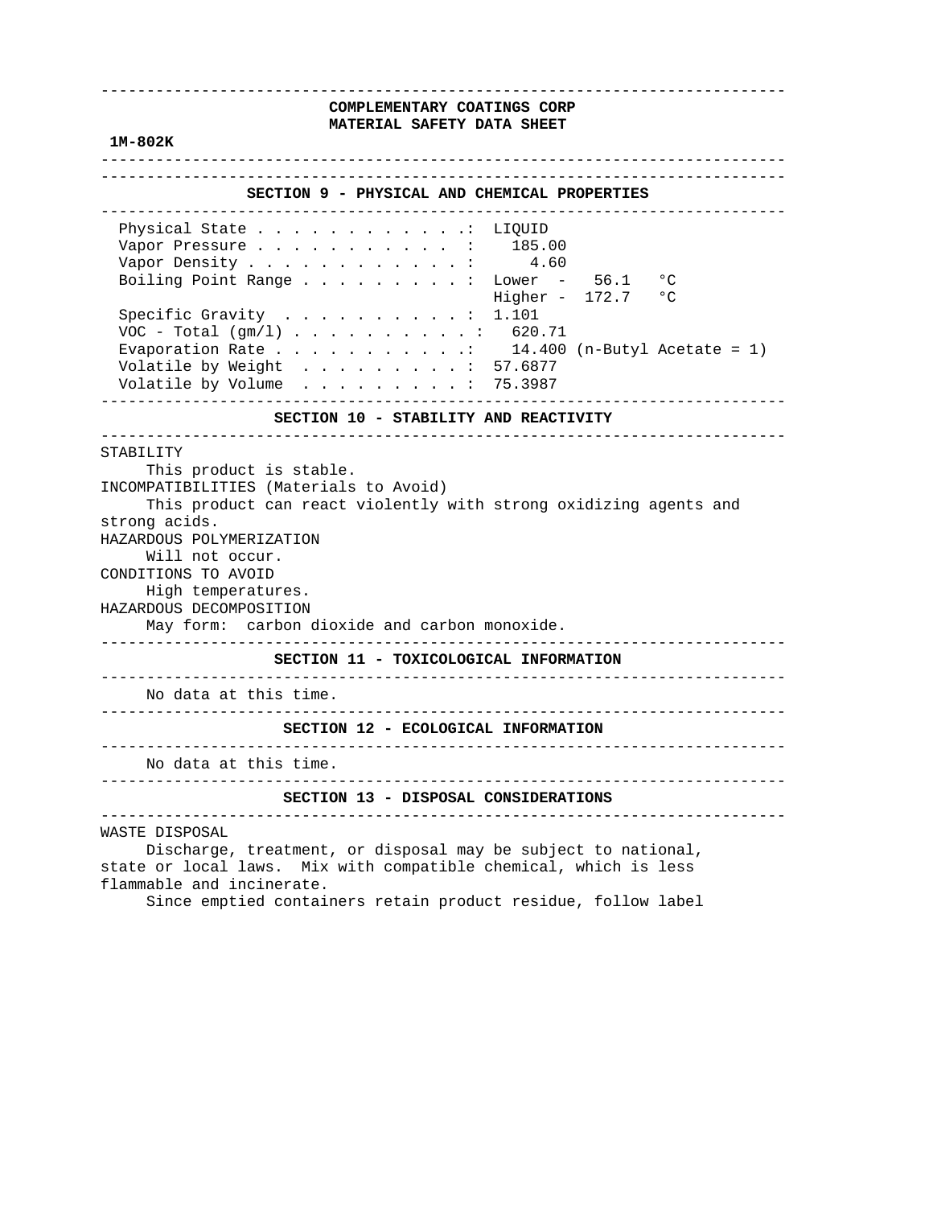**COMPLEMENTARY COATINGS CORP**
**MATERIAL SAFETY DATA SHEET**

**1M-802K**

## SECTION 9 - PHYSICAL AND CHEMICAL PROPERTIES

| Property | Value |
|---|---|
| Physical State | LIQUID |
| Vapor Pressure | 185.00 |
| Vapor Density | 4.60 |
| Boiling Point Range | Lower - 56.1 °C |
| | Higher - 172.7 °C |
| Specific Gravity | 1.101 |
| VOC - Total (gm/l) | 620.71 |
| Evaporation Rate | 14.400 (n-Butyl Acetate = 1) |
| Volatile by Weight | 57.6877 |
| Volatile by Volume | 75.3987 |

## SECTION 10 - STABILITY AND REACTIVITY

STABILITY

This product is stable.

INCOMPATIBILITIES (Materials to Avoid)

This product can react violently with strong oxidizing agents and strong acids.

HAZARDOUS POLYMERIZATION

Will not occur.

CONDITIONS TO AVOID

High temperatures.

HAZARDOUS DECOMPOSITION

May form: carbon dioxide and carbon monoxide.

## SECTION 11 - TOXICOLOGICAL INFORMATION

No data at this time.

## SECTION 12 - ECOLOGICAL INFORMATION

No data at this time.

## SECTION 13 - DISPOSAL CONSIDERATIONS

WASTE DISPOSAL

Discharge, treatment, or disposal may be subject to national, state or local laws. Mix with compatible chemical, which is less flammable and incinerate.

Since emptied containers retain product residue, follow label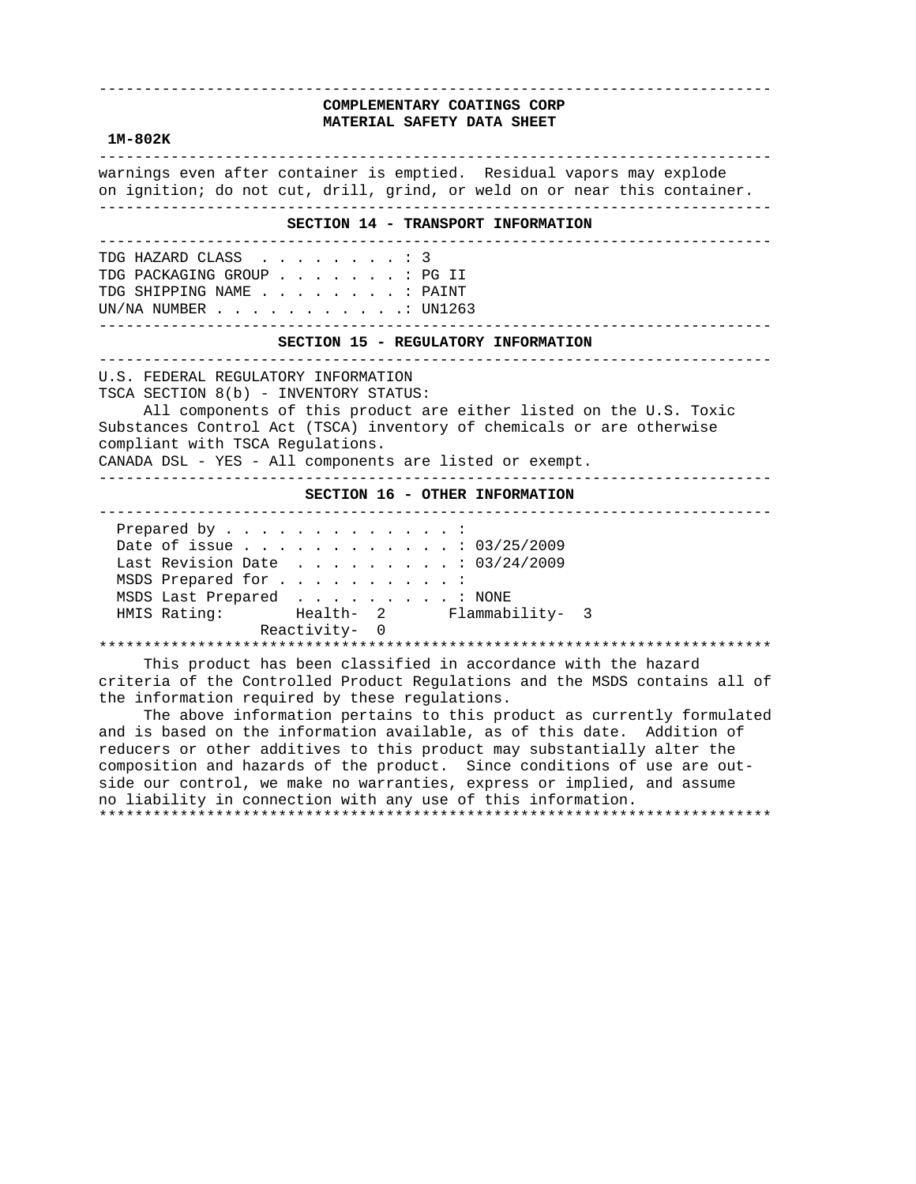**COMPLEMENTARY COATINGS CORP**
**MATERIAL SAFETY DATA SHEET**

**1M-802K**

warnings even after container is emptied. Residual vapors may explode on ignition; do not cut, drill, grind, or weld on or near this container.

## SECTION 14 - TRANSPORT INFORMATION

TDG HAZARD CLASS . . . . . . . . : 3
TDG PACKAGING GROUP . . . . . . . : PG II
TDG SHIPPING NAME . . . . . . . . : PAINT
UN/NA NUMBER . . . . . . . . . . .: UN1263

## SECTION 15 - REGULATORY INFORMATION

U.S. FEDERAL REGULATORY INFORMATION
TSCA SECTION 8(b) - INVENTORY STATUS:
All components of this product are either listed on the U.S. Toxic Substances Control Act (TSCA) inventory of chemicals or are otherwise compliant with TSCA Regulations.
CANADA DSL - YES - All components are listed or exempt.

## SECTION 16 - OTHER INFORMATION

Prepared by . . . . . . . . . . . . . :
Date of issue . . . . . . . . . . . . : 03/25/2009
Last Revision Date . . . . . . . . . : 03/24/2009
MSDS Prepared for . . . . . . . . . . :
MSDS Last Prepared . . . . . . . . . : NONE
HMIS Rating: Health- 2 Flammability- 3
Reactivity- 0

This product has been classified in accordance with the hazard criteria of the Controlled Product Regulations and the MSDS contains all of the information required by these regulations.

The above information pertains to this product as currently formulated and is based on the information available, as of this date. Addition of reducers or other additives to this product may substantially alter the composition and hazards of the product. Since conditions of use are outside our control, we make no warranties, express or implied, and assume no liability in connection with any use of this information.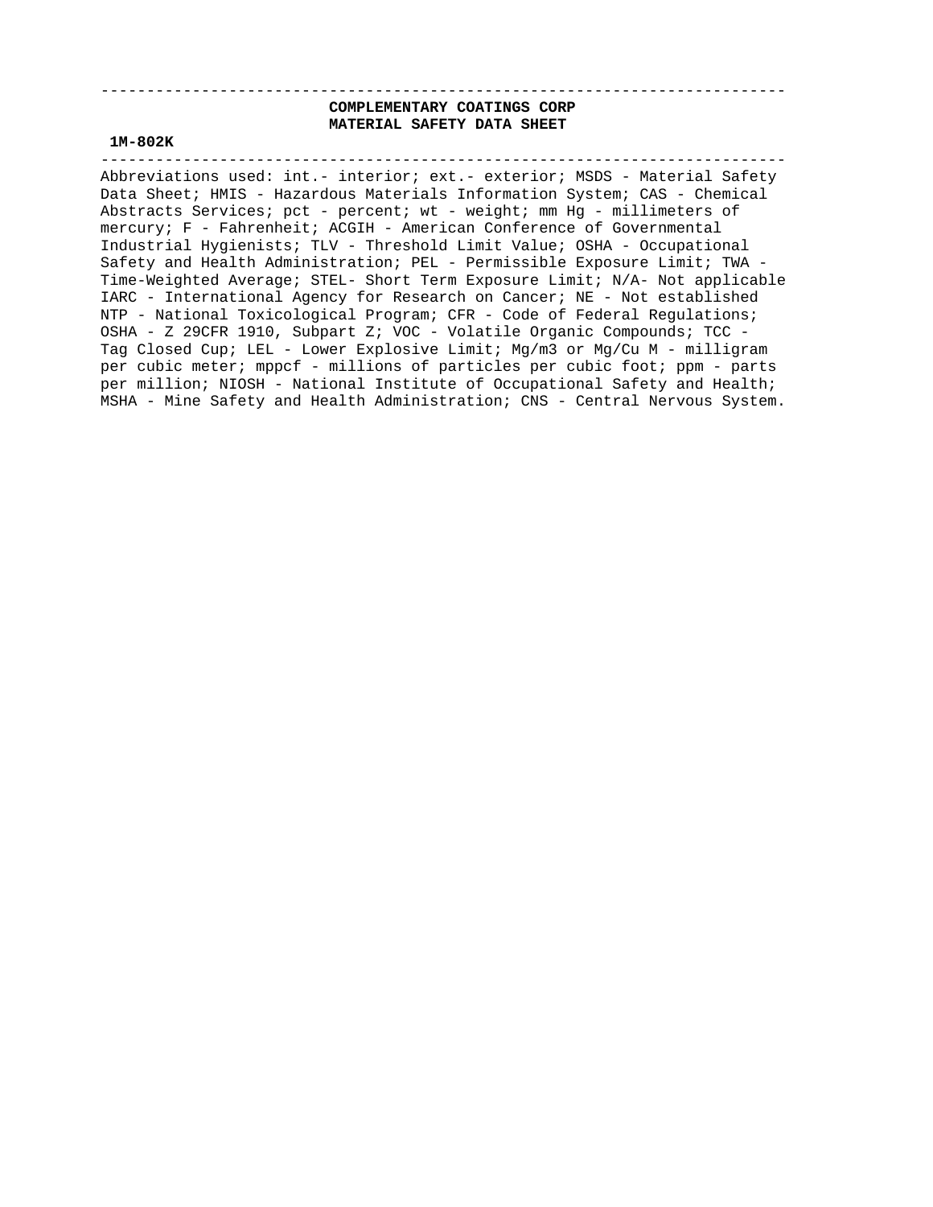---

**COMPLEMENTARY COATINGS CORP**
**MATERIAL SAFETY DATA SHEET**

**1M-802K**

---

Abbreviations used: int.- interior; ext.- exterior; MSDS - Material Safety Data Sheet; HMIS - Hazardous Materials Information System; CAS - Chemical Abstracts Services; pct - percent; wt - weight; mm Hg - millimeters of mercury; F - Fahrenheit; ACGIH - American Conference of Governmental Industrial Hygienists; TLV - Threshold Limit Value; OSHA - Occupational Safety and Health Administration; PEL - Permissible Exposure Limit; TWA - Time-Weighted Average; STEL- Short Term Exposure Limit; N/A- Not applicable IARC - International Agency for Research on Cancer; NE - Not established NTP - National Toxicological Program; CFR - Code of Federal Regulations; OSHA - Z 29CFR 1910, Subpart Z; VOC - Volatile Organic Compounds; TCC - Tag Closed Cup; LEL - Lower Explosive Limit; Mg/m3 or Mg/Cu M - milligram per cubic meter; mppcf - millions of particles per cubic foot; ppm - parts per million; NIOSH - National Institute of Occupational Safety and Health; MSHA - Mine Safety and Health Administration; CNS - Central Nervous System.